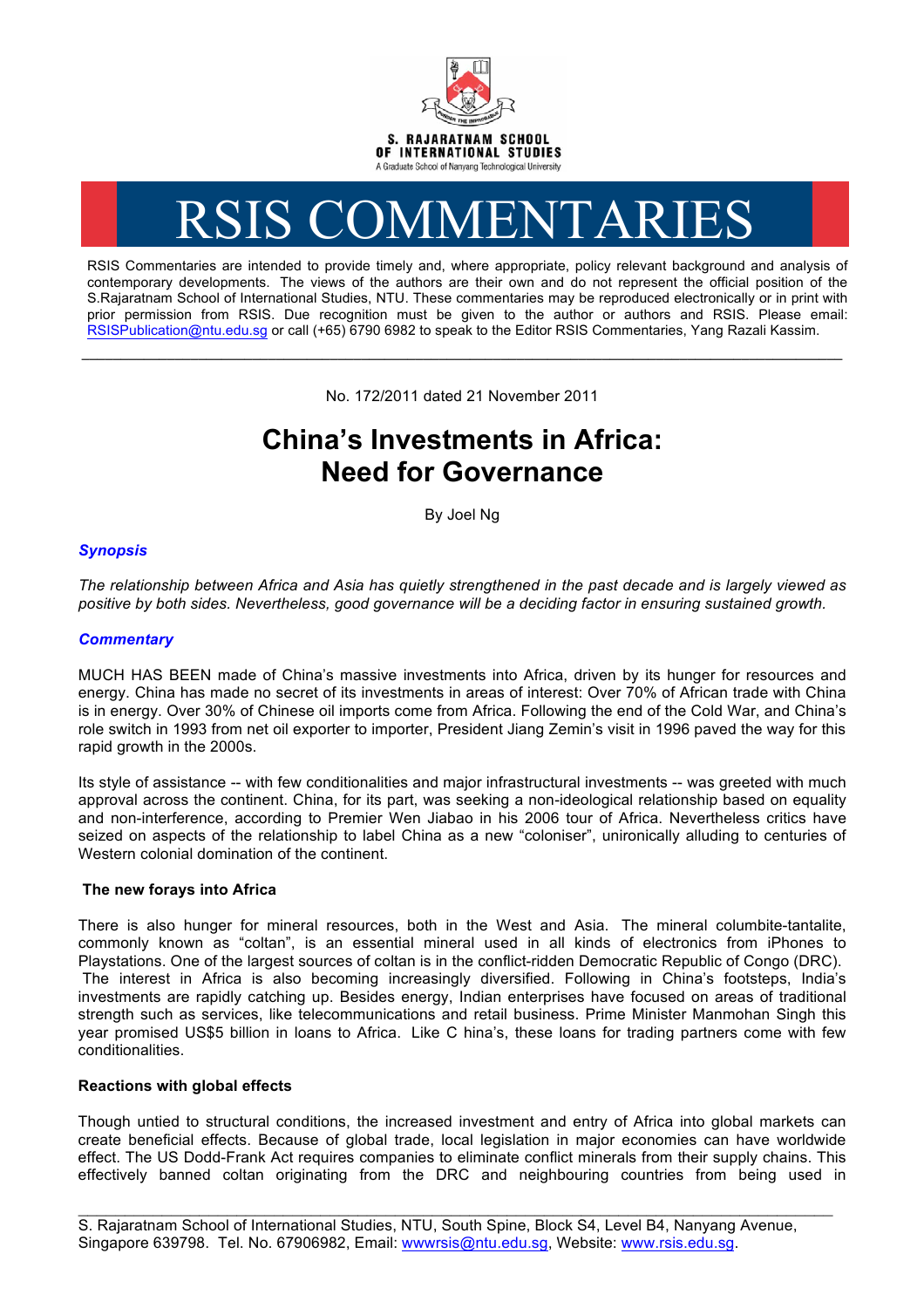S. RAJARATNAM SCHOOL OF INTERNATIONAL STUDIES

A Graduate School of Nanyang Technological University

# RSIS COMMENTARIES

RSIS Commentaries are intended to provide timely and, where appropriate, policy relevant background and analysis of contemporary developments. The views of the authors are their own and do not represent the official position of the S.Rajaratnam School of International Studies, NTU. These commentaries may be reproduced electronically or in print with prior permission from RSIS. Due recognition must be given to the author or authors and RSIS. Please email: RSISPublication@ntu.edu.sg or call (+65) 6790 6982 to speak to the Editor RSIS Commentaries, Yang Razali Kassim.

---

No. 172/2011 dated 21 November 2011

## China's Investments in Africa: Need for Governance

By Joel Ng

### *Synopsis*

*The relationship between Africa and Asia has quietly strengthened in the past decade and is largely viewed as positive by both sides. Nevertheless, good governance will be a deciding factor in ensuring sustained growth.*

### *Commentary*

MUCH HAS BEEN made of China's massive investments into Africa, driven by its hunger for resources and energy. China has made no secret of its investments in areas of interest: Over 70% of African trade with China is in energy. Over 30% of Chinese oil imports come from Africa. Following the end of the Cold War, and China's role switch in 1993 from net oil exporter to importer, President Jiang Zemin's visit in 1996 paved the way for this rapid growth in the 2000s.

Its style of assistance -- with few conditionalities and major infrastructural investments -- was greeted with much approval across the continent. China, for its part, was seeking a non-ideological relationship based on equality and non-interference, according to Premier Wen Jiabao in his 2006 tour of Africa. Nevertheless critics have seized on aspects of the relationship to label China as a new "coloniser", unironically alluding to centuries of Western colonial domination of the continent.

**The new forays into Africa**

There is also hunger for mineral resources, both in the West and Asia. The mineral columbite-tantalite, commonly known as "coltan", is an essential mineral used in all kinds of electronics from iPhones to Playstations. One of the largest sources of coltan is in the conflict-ridden Democratic Republic of Congo (DRC). The interest in Africa is also becoming increasingly diversified. Following in China's footsteps, India's investments are rapidly catching up. Besides energy, Indian enterprises have focused on areas of traditional strength such as services, like telecommunications and retail business. Prime Minister Manmohan Singh this year promised US$5 billion in loans to Africa. Like C hina's, these loans for trading partners come with few conditionalities.

**Reactions with global effects**

Though untied to structural conditions, the increased investment and entry of Africa into global markets can create beneficial effects. Because of global trade, local legislation in major economies can have worldwide effect. The US Dodd-Frank Act requires companies to eliminate conflict minerals from their supply chains. This effectively banned coltan originating from the DRC and neighbouring countries from being used in

---

S. Rajaratnam School of International Studies, NTU, South Spine, Block S4, Level B4, Nanyang Avenue, Singapore 639798. Tel. No. 67906982, Email: wwwrsis@ntu.edu.sg, Website: www.rsis.edu.sg.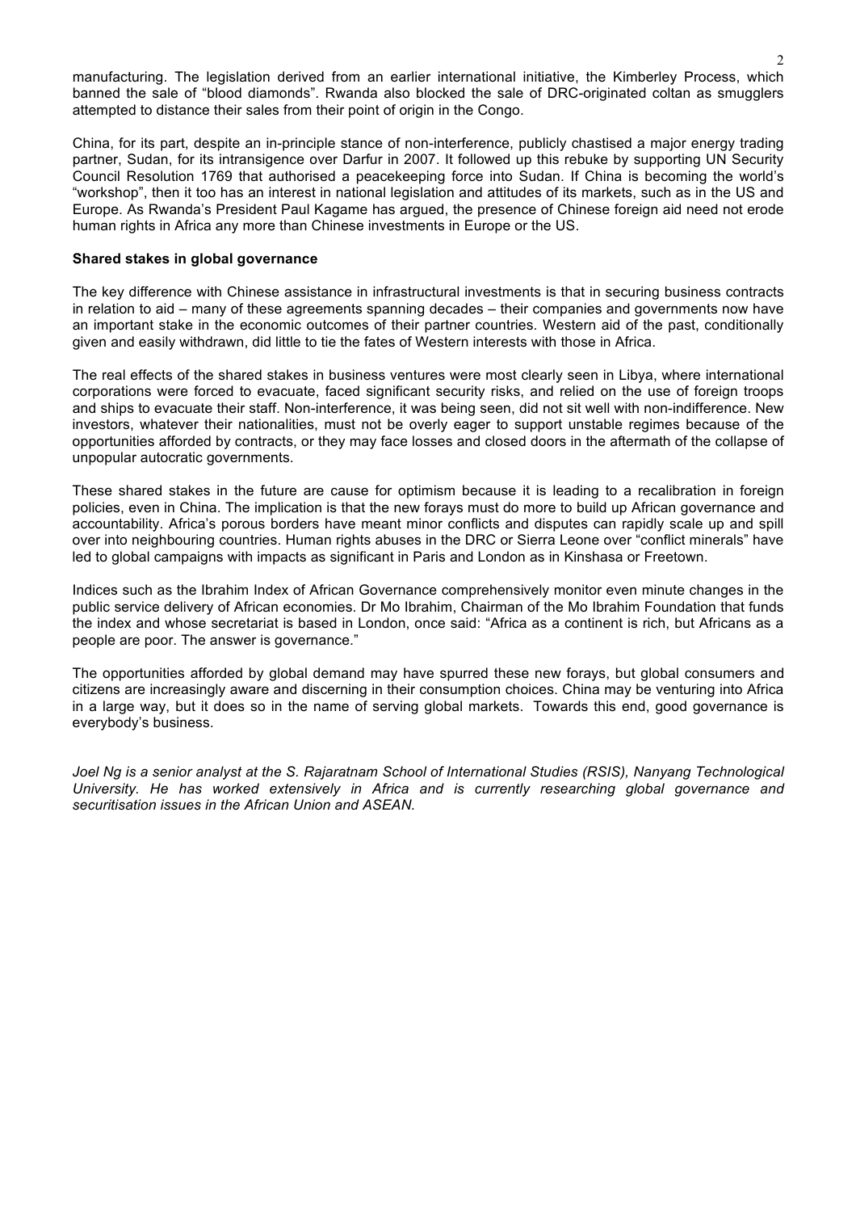manufacturing. The legislation derived from an earlier international initiative, the Kimberley Process, which banned the sale of "blood diamonds". Rwanda also blocked the sale of DRC-originated coltan as smugglers attempted to distance their sales from their point of origin in the Congo.

China, for its part, despite an in-principle stance of non-interference, publicly chastised a major energy trading partner, Sudan, for its intransigence over Darfur in 2007. It followed up this rebuke by supporting UN Security Council Resolution 1769 that authorised a peacekeeping force into Sudan. If China is becoming the world's "workshop", then it too has an interest in national legislation and attitudes of its markets, such as in the US and Europe. As Rwanda's President Paul Kagame has argued, the presence of Chinese foreign aid need not erode human rights in Africa any more than Chinese investments in Europe or the US.

**Shared stakes in global governance**

The key difference with Chinese assistance in infrastructural investments is that in securing business contracts in relation to aid – many of these agreements spanning decades – their companies and governments now have an important stake in the economic outcomes of their partner countries. Western aid of the past, conditionally given and easily withdrawn, did little to tie the fates of Western interests with those in Africa.

The real effects of the shared stakes in business ventures were most clearly seen in Libya, where international corporations were forced to evacuate, faced significant security risks, and relied on the use of foreign troops and ships to evacuate their staff. Non-interference, it was being seen, did not sit well with non-indifference. New investors, whatever their nationalities, must not be overly eager to support unstable regimes because of the opportunities afforded by contracts, or they may face losses and closed doors in the aftermath of the collapse of unpopular autocratic governments.

These shared stakes in the future are cause for optimism because it is leading to a recalibration in foreign policies, even in China. The implication is that the new forays must do more to build up African governance and accountability. Africa's porous borders have meant minor conflicts and disputes can rapidly scale up and spill over into neighbouring countries. Human rights abuses in the DRC or Sierra Leone over "conflict minerals" have led to global campaigns with impacts as significant in Paris and London as in Kinshasa or Freetown.

Indices such as the Ibrahim Index of African Governance comprehensively monitor even minute changes in the public service delivery of African economies. Dr Mo Ibrahim, Chairman of the Mo Ibrahim Foundation that funds the index and whose secretariat is based in London, once said: "Africa as a continent is rich, but Africans as a people are poor. The answer is governance."

The opportunities afforded by global demand may have spurred these new forays, but global consumers and citizens are increasingly aware and discerning in their consumption choices. China may be venturing into Africa in a large way, but it does so in the name of serving global markets. Towards this end, good governance is everybody's business.

*Joel Ng is a senior analyst at the S. Rajaratnam School of International Studies (RSIS), Nanyang Technological University. He has worked extensively in Africa and is currently researching global governance and securitisation issues in the African Union and ASEAN.*